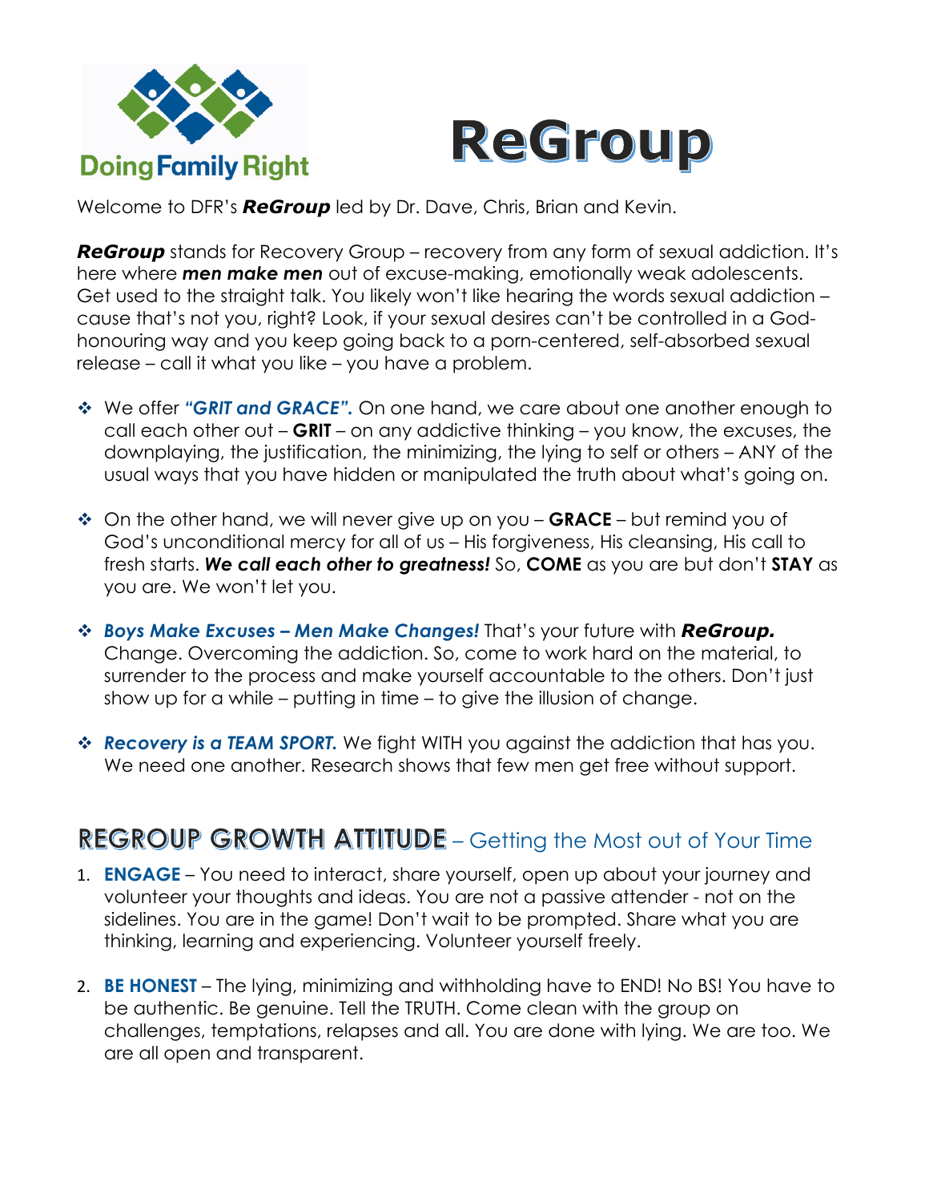Doing Family Right

# ReGroup

Welcome to DFR's ***ReGroup*** led by Dr. Dave, Chris, Brian and Kevin.

***ReGroup*** stands for Recovery Group – recovery from any form of sexual addiction. It's here where ***men make men*** out of excuse-making, emotionally weak adolescents. Get used to the straight talk. You likely won't like hearing the words sexual addiction – cause that's not you, right? Look, if your sexual desires can't be controlled in a God-honouring way and you keep going back to a porn-centered, self-absorbed sexual release – call it what you like – you have a problem.

- We offer ***"GRIT and GRACE".*** On one hand, we care about one another enough to call each other out – **GRIT** – on any addictive thinking – you know, the excuses, the downplaying, the justification, the minimizing, the lying to self or others – ANY of the usual ways that you have hidden or manipulated the truth about what's going on.
- On the other hand, we will never give up on you – **GRACE** – but remind you of God's unconditional mercy for all of us – His forgiveness, His cleansing, His call to fresh starts. ***We call each other to greatness!*** So, **COME** as you are but don't **STAY** as you are. We won't let you.
- ***Boys Make Excuses – Men Make Changes!*** That's your future with ***ReGroup.*** Change. Overcoming the addiction. So, come to work hard on the material, to surrender to the process and make yourself accountable to the others. Don't just show up for a while – putting in time – to give the illusion of change.
- ***Recovery is a TEAM SPORT.*** We fight WITH you against the addiction that has you. We need one another. Research shows that few men get free without support.

## REGROUP GROWTH ATTITUDE – Getting the Most out of Your Time

1. **ENGAGE** – You need to interact, share yourself, open up about your journey and volunteer your thoughts and ideas. You are not a passive attender - not on the sidelines. You are in the game! Don't wait to be prompted. Share what you are thinking, learning and experiencing. Volunteer yourself freely.
2. **BE HONEST** – The lying, minimizing and withholding have to END! No BS! You have to be authentic. Be genuine. Tell the TRUTH. Come clean with the group on challenges, temptations, relapses and all. You are done with lying. We are too. We are all open and transparent.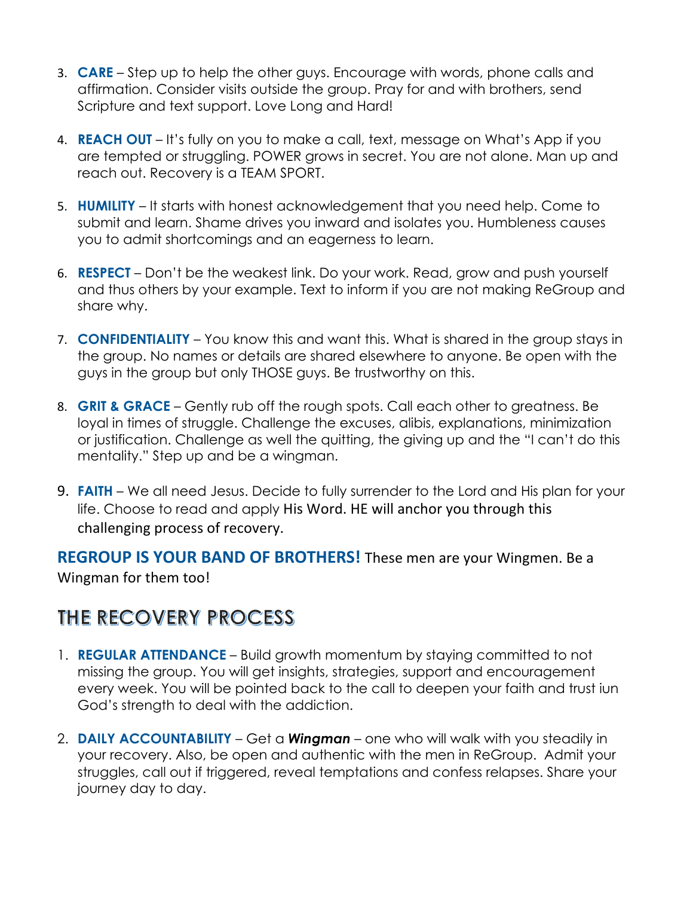3. **CARE** – Step up to help the other guys. Encourage with words, phone calls and affirmation. Consider visits outside the group. Pray for and with brothers, send Scripture and text support. Love Long and Hard!

4. **REACH OUT** – It's fully on you to make a call, text, message on What's App if you are tempted or struggling. POWER grows in secret. You are not alone. Man up and reach out. Recovery is a TEAM SPORT.

5. **HUMILITY** – It starts with honest acknowledgement that you need help. Come to submit and learn. Shame drives you inward and isolates you. Humbleness causes you to admit shortcomings and an eagerness to learn.

6. **RESPECT** – Don't be the weakest link. Do your work. Read, grow and push yourself and thus others by your example. Text to inform if you are not making ReGroup and share why.

7. **CONFIDENTIALITY** – You know this and want this. What is shared in the group stays in the group. No names or details are shared elsewhere to anyone. Be open with the guys in the group but only THOSE guys. Be trustworthy on this.

8. **GRIT & GRACE** – Gently rub off the rough spots. Call each other to greatness. Be loyal in times of struggle. Challenge the excuses, alibis, explanations, minimization or justification. Challenge as well the quitting, the giving up and the "I can't do this mentality." Step up and be a wingman.

9. **FAITH** – We all need Jesus. Decide to fully surrender to the Lord and His plan for your life. Choose to read and apply His Word. HE will anchor you through this challenging process of recovery.

**REGROUP IS YOUR BAND OF BROTHERS!** These men are your Wingmen. Be a Wingman for them too!

## THE RECOVERY PROCESS

1. **REGULAR ATTENDANCE** – Build growth momentum by staying committed to not missing the group. You will get insights, strategies, support and encouragement every week. You will be pointed back to the call to deepen your faith and trust iun God's strength to deal with the addiction.

2. **DAILY ACCOUNTABILITY** – Get a ***Wingman*** – one who will walk with you steadily in your recovery. Also, be open and authentic with the men in ReGroup. Admit your struggles, call out if triggered, reveal temptations and confess relapses. Share your journey day to day.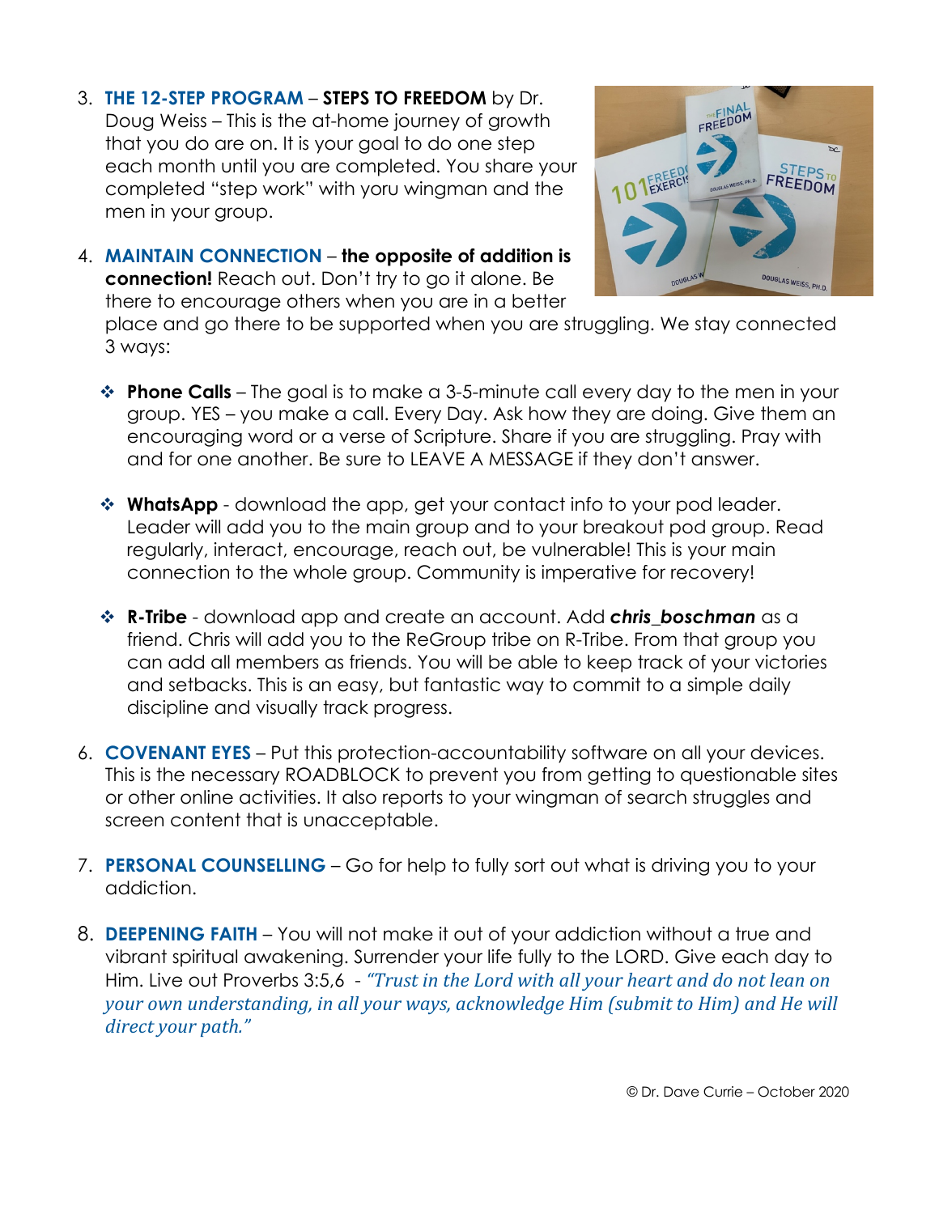3. **THE 12-STEP PROGRAM** – **STEPS TO FREEDOM** by Dr. Doug Weiss – This is the at-home journey of growth that you do are on. It is your goal to do one step each month until you are completed. You share your completed "step work" with yoru wingman and the men in your group.

4. **MAINTAIN CONNECTION** – **the opposite of addition is connection!** Reach out. Don't try to go it alone. Be there to encourage others when you are in a better place and go there to be supported when you are struggling. We stay connected 3 ways:

   - **Phone Calls** – The goal is to make a 3-5-minute call every day to the men in your group. YES – you make a call. Every Day. Ask how they are doing. Give them an encouraging word or a verse of Scripture. Share if you are struggling. Pray with and for one another. Be sure to LEAVE A MESSAGE if they don't answer.

   - **WhatsApp** - download the app, get your contact info to your pod leader. Leader will add you to the main group and to your breakout pod group. Read regularly, interact, encourage, reach out, be vulnerable! This is your main connection to the whole group. Community is imperative for recovery!

   - **R-Tribe** - download app and create an account. Add ***chris_boschman*** as a friend. Chris will add you to the ReGroup tribe on R-Tribe. From that group you can add all members as friends. You will be able to keep track of your victories and setbacks. This is an easy, but fantastic way to commit to a simple daily discipline and visually track progress.

6. **COVENANT EYES** – Put this protection-accountability software on all your devices. This is the necessary ROADBLOCK to prevent you from getting to questionable sites or other online activities. It also reports to your wingman of search struggles and screen content that is unacceptable.

7. **PERSONAL COUNSELLING** – Go for help to fully sort out what is driving you to your addiction.

8. **DEEPENING FAITH** – You will not make it out of your addiction without a true and vibrant spiritual awakening. Surrender your life fully to the LORD. Give each day to Him. Live out Proverbs 3:5,6 - *"Trust in the Lord with all your heart and do not lean on your own understanding, in all your ways, acknowledge Him (submit to Him) and He will direct your path."*

© Dr. Dave Currie – October 2020